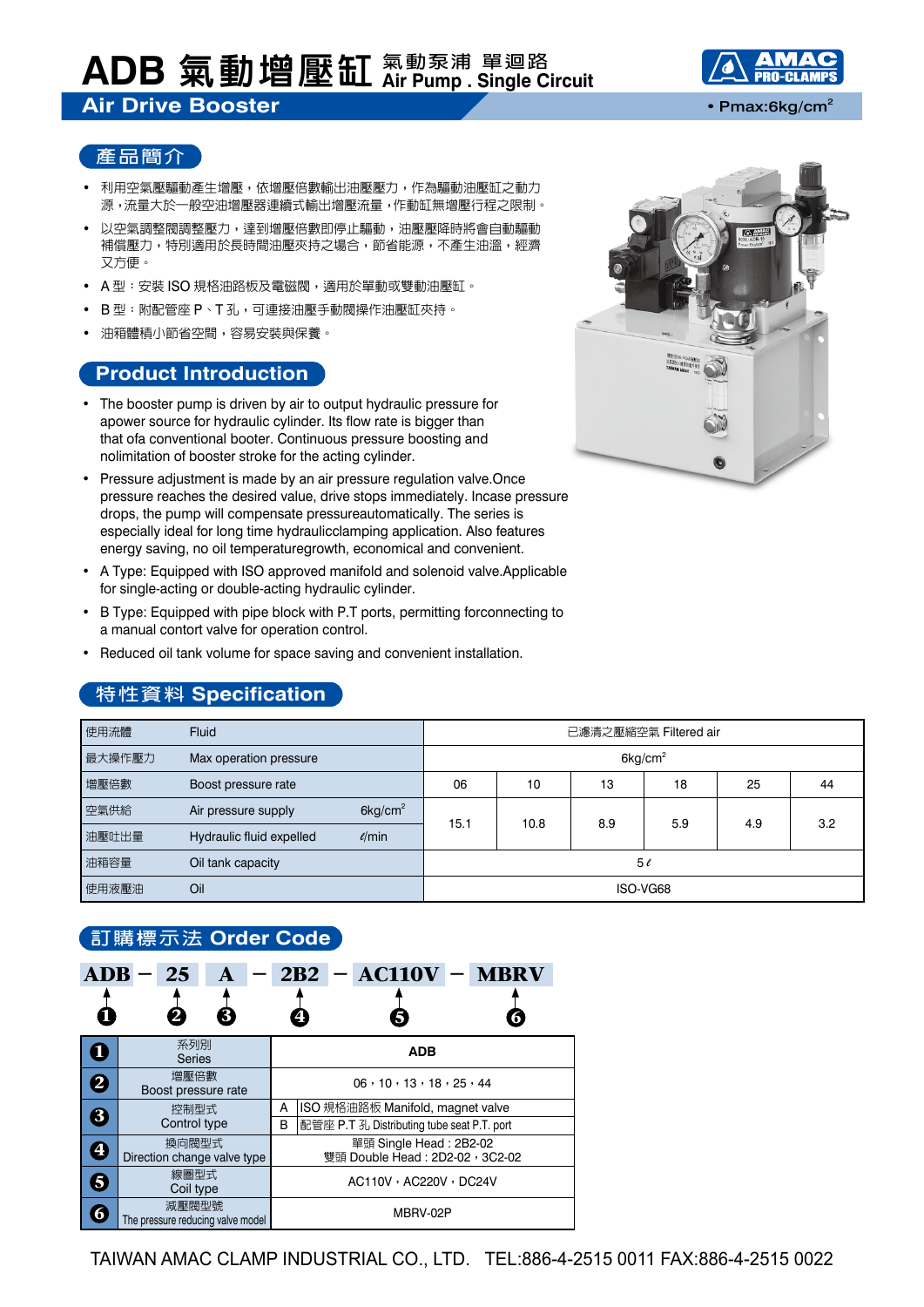# ADB 氣動增壓缸 氣動泵浦 單迴路 Air Pump . Single Circuit

## Air Drive Booster

• Pmax:6kg/cm$^2$

## 產品簡介

- 利用空氣壓驅動產生增壓，依增壓倍數輸出油壓壓力，作為驅動油壓缸之動力源，流量大於一般空油增壓器連續式輸出增壓流量，作動缸無增壓行程之限制。
- 以空氣調整閥調整壓力，達到增壓倍數即停止驅動，油壓壓降時將會自動驅動補償壓力，特別適用於長時間油壓夾持之場合，節省能源，不產生油溫，經濟又方便。
- A 型：安裝 ISO 規格油路板及電磁閥，適用於單動或雙動油壓缸。
- B 型：附配管座 P、T 孔，可連接油壓手動閥操作油壓缸夾持。
- 油箱體積小節省空間，容易安裝與保養。

## Product Introduction

- The booster pump is driven by air to output hydraulic pressure for apower source for hydraulic cylinder. Its flow rate is bigger than that ofa conventional booter. Continuous pressure boosting and nolimitation of booster stroke for the acting cylinder.
- Pressure adjustment is made by an air pressure regulation valve.Once pressure reaches the desired value, drive stops immediately. Incase pressure drops, the pump will compensate pressureautomatically. The series is especially ideal for long time hydraulicclamping application. Also features energy saving, no oil temperaturegrowth, economical and convenient.
- A Type: Equipped with ISO approved manifold and solenoid valve.Applicable for single-acting or double-acting hydraulic cylinder.
- B Type: Equipped with pipe block with P.T ports, permitting forconnecting to a manual contort valve for operation control.
- Reduced oil tank volume for space saving and convenient installation.

## 特性資料 Specification

| 使用流體 | Fluid | | 已濾清之壓縮空氣 Filtered air | | | | | |
|---|---|---|---|---|---|---|---|---|
| 最大操作壓力 | Max operation pressure | | 6kg/cm$^2$ | | | | | |
| 增壓倍數 | Boost pressure rate | | 06 | 10 | 13 | 18 | 25 | 44 |
| 空氣供給 | Air pressure supply | 6kg/cm$^2$ | 15.1 | 10.8 | 8.9 | 5.9 | 4.9 | 3.2 |
| 油壓吐出量 | Hydraulic fluid expelled | ℓ/min | | | | | | |
| 油箱容量 | Oil tank capacity | | 5ℓ | | | | | |
| 使用液壓油 | Oil | | ISO-VG68 | | | | | |

## 訂購標示法 Order Code

**ADB** − **25** **A** − **2B2** − **AC110V** − **MBRV**

❶ ❷ ❸ ❹ ❺ ❻

| | | |
|---|---|---|
| ❶ | 系列別 Series | ADB |
| ❷ | 增壓倍數 Boost pressure rate | 06，10，13，18，25，44 |
| ❸ | 控制型式 Control type | A ISO 規格油路板 Manifold, magnet valve<br>B 配管座 P.T 孔 Distributing tube seat P.T. port |
| ❹ | 換向閥型式 Direction change valve type | 單頭 Single Head : 2B2-02<br>雙頭 Double Head : 2D2-02，3C2-02 |
| ❺ | 線圈型式 Coil type | AC110V，AC220V，DC24V |
| ❻ | 減壓閥型號 The pressure reducing valve model | MBRV-02P |

TAIWAN AMAC CLAMP INDUSTRIAL CO., LTD. TEL:886-4-2515 0011 FAX:886-4-2515 0022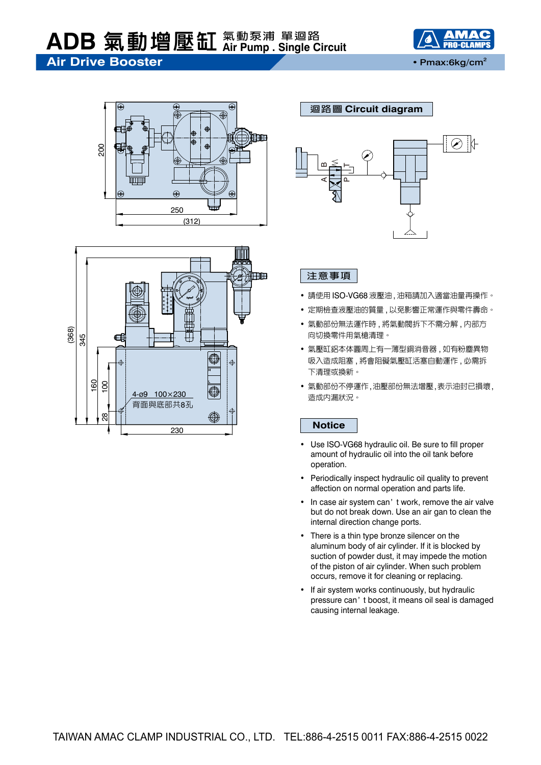# ADB 氣動增壓缸 氣動泵浦 單迴路 Air Pump . Single Circuit

## Air Drive Booster

• Pmax:6kg/cm²

200

250

(312)

(368)

345

160

100

28

230

4-ø9 100×230
背面與底部共8孔

## 迴路圖 Circuit diagram

B
A
T
P

## 注意事項

- 請使用 ISO-VG68 液壓油，油箱請加入適當油量再操作。
- 定期檢查液壓油的質量，以免影響正常運作與零件壽命。
- 氣動部份無法運作時，將氣動閥拆下不需分解，內部方向切換零件用氣槍清理。
- 氣壓缸鋁本體圓周上有一薄型銅消音器，如有粉塵異物吸入造成阻塞，將會阻礙氣壓缸活塞自動運作，必需拆下清理或換新。
- 氣動部份不停運作，油壓部份無法增壓，表示油封已損壞，造成內漏狀況。

## Notice

- Use ISO-VG68 hydraulic oil. Be sure to fill proper amount of hydraulic oil into the oil tank before operation.
- Periodically inspect hydraulic oil quality to prevent affection on normal operation and parts life.
- In case air system can' t work, remove the air valve but do not break down. Use an air gan to clean the internal direction change ports.
- There is a thin type bronze silencer on the aluminum body of air cylinder. If it is blocked by suction of powder dust, it may impede the motion of the piston of air cylinder. When such problem occurs, remove it for cleaning or replacing.
- If air system works continuously, but hydraulic pressure can' t boost, it means oil seal is damaged causing internal leakage.

TAIWAN AMAC CLAMP INDUSTRIAL CO., LTD. TEL:886-4-2515 0011 FAX:886-4-2515 0022